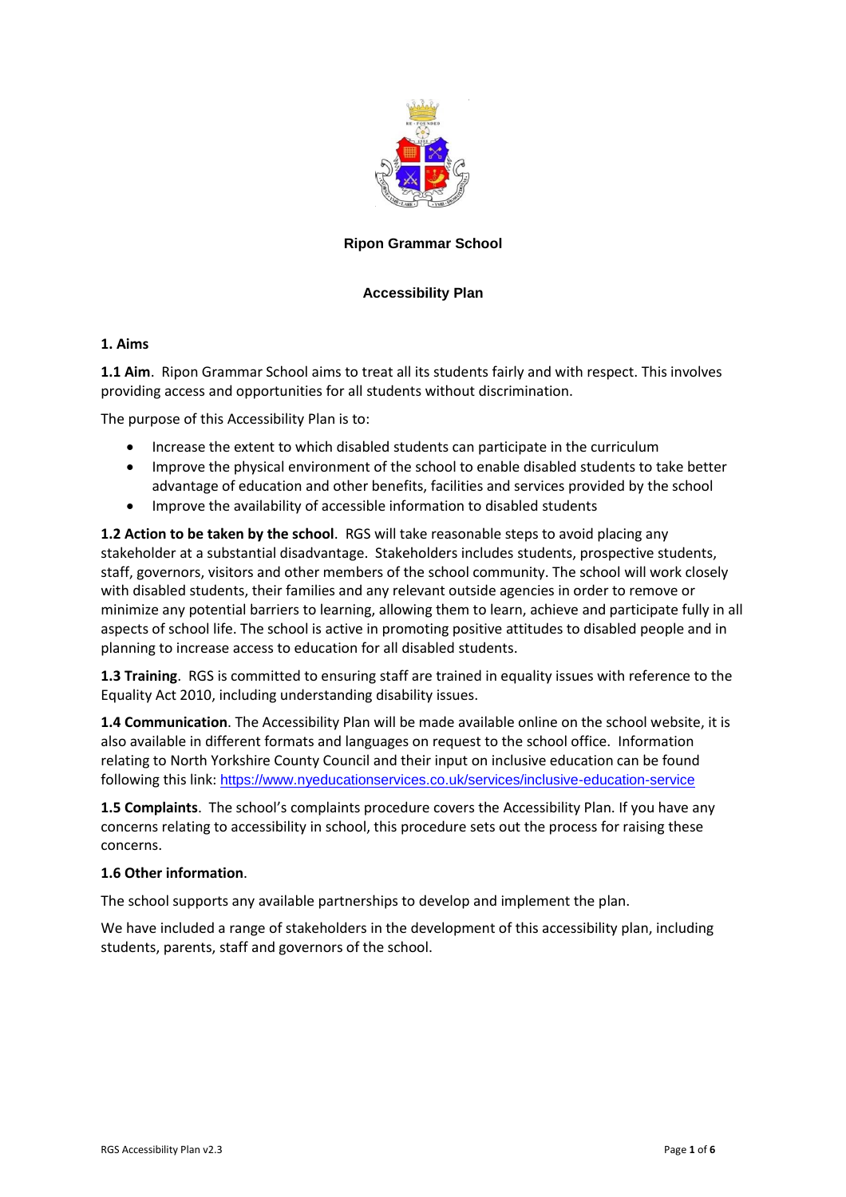# Ripon Grammar School

## Accessibility Plan

### 1. Aims

**1.1 Aim**. Ripon Grammar School aims to treat all its students fairly and with respect. This involves providing access and opportunities for all students without discrimination.

The purpose of this Accessibility Plan is to:

- Increase the extent to which disabled students can participate in the curriculum
- Improve the physical environment of the school to enable disabled students to take better advantage of education and other benefits, facilities and services provided by the school
- Improve the availability of accessible information to disabled students

**1.2 Action to be taken by the school**. RGS will take reasonable steps to avoid placing any stakeholder at a substantial disadvantage. Stakeholders includes students, prospective students, staff, governors, visitors and other members of the school community. The school will work closely with disabled students, their families and any relevant outside agencies in order to remove or minimize any potential barriers to learning, allowing them to learn, achieve and participate fully in all aspects of school life. The school is active in promoting positive attitudes to disabled people and in planning to increase access to education for all disabled students.

**1.3 Training**. RGS is committed to ensuring staff are trained in equality issues with reference to the Equality Act 2010, including understanding disability issues.

**1.4 Communication**. The Accessibility Plan will be made available online on the school website, it is also available in different formats and languages on request to the school office. Information relating to North Yorkshire County Council and their input on inclusive education can be found following this link: https://www.nyeducationservices.co.uk/services/inclusive-education-service

**1.5 Complaints**. The school's complaints procedure covers the Accessibility Plan. If you have any concerns relating to accessibility in school, this procedure sets out the process for raising these concerns.

**1.6 Other information**.

The school supports any available partnerships to develop and implement the plan.

We have included a range of stakeholders in the development of this accessibility plan, including students, parents, staff and governors of the school.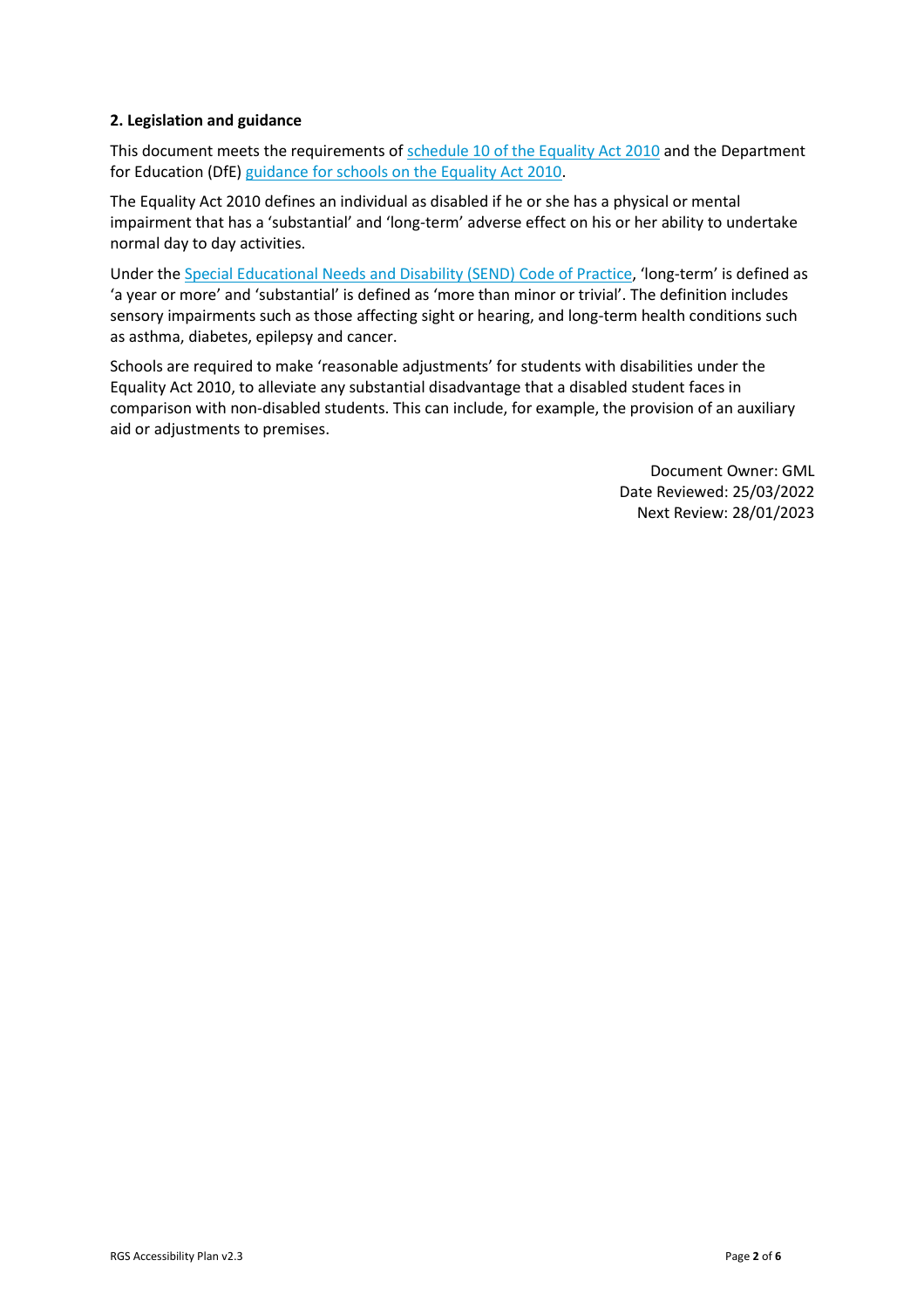**2. Legislation and guidance**

This document meets the requirements of schedule 10 of the Equality Act 2010 and the Department for Education (DfE) guidance for schools on the Equality Act 2010.

The Equality Act 2010 defines an individual as disabled if he or she has a physical or mental impairment that has a 'substantial' and 'long-term' adverse effect on his or her ability to undertake normal day to day activities.

Under the Special Educational Needs and Disability (SEND) Code of Practice, 'long-term' is defined as 'a year or more' and 'substantial' is defined as 'more than minor or trivial'. The definition includes sensory impairments such as those affecting sight or hearing, and long-term health conditions such as asthma, diabetes, epilepsy and cancer.

Schools are required to make 'reasonable adjustments' for students with disabilities under the Equality Act 2010, to alleviate any substantial disadvantage that a disabled student faces in comparison with non-disabled students. This can include, for example, the provision of an auxiliary aid or adjustments to premises.

Document Owner: GML
Date Reviewed: 25/03/2022
Next Review: 28/01/2023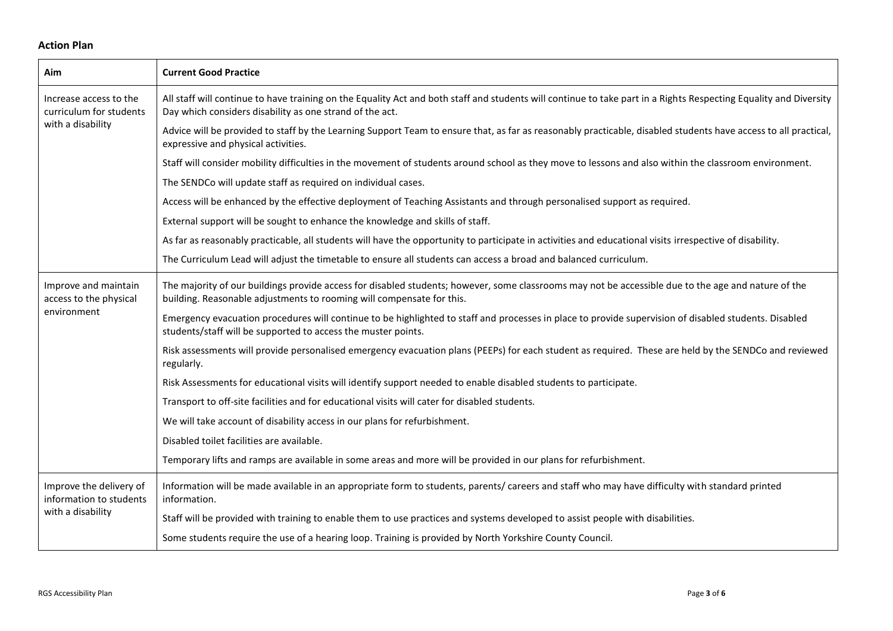## Action Plan

| Aim | Current Good Practice |
|---|---|
| Increase access to the curriculum for students with a disability | All staff will continue to have training on the Equality Act and both staff and students will continue to take part in a Rights Respecting Equality and Diversity Day which considers disability as one strand of the act.<br><br>Advice will be provided to staff by the Learning Support Team to ensure that, as far as reasonably practicable, disabled students have access to all practical, expressive and physical activities.<br><br>Staff will consider mobility difficulties in the movement of students around school as they move to lessons and also within the classroom environment.<br><br>The SENDCo will update staff as required on individual cases.<br><br>Access will be enhanced by the effective deployment of Teaching Assistants and through personalised support as required.<br><br>External support will be sought to enhance the knowledge and skills of staff.<br><br>As far as reasonably practicable, all students will have the opportunity to participate in activities and educational visits irrespective of disability.<br><br>The Curriculum Lead will adjust the timetable to ensure all students can access a broad and balanced curriculum. |
| Improve and maintain access to the physical environment | The majority of our buildings provide access for disabled students; however, some classrooms may not be accessible due to the age and nature of the building. Reasonable adjustments to rooming will compensate for this.<br><br>Emergency evacuation procedures will continue to be highlighted to staff and processes in place to provide supervision of disabled students. Disabled students/staff will be supported to access the muster points.<br><br>Risk assessments will provide personalised emergency evacuation plans (PEEPs) for each student as required. These are held by the SENDCo and reviewed regularly.<br><br>Risk Assessments for educational visits will identify support needed to enable disabled students to participate.<br><br>Transport to off-site facilities and for educational visits will cater for disabled students.<br><br>We will take account of disability access in our plans for refurbishment.<br><br>Disabled toilet facilities are available.<br><br>Temporary lifts and ramps are available in some areas and more will be provided in our plans for refurbishment. |
| Improve the delivery of information to students with a disability | Information will be made available in an appropriate form to students, parents/ careers and staff who may have difficulty with standard printed information.<br><br>Staff will be provided with training to enable them to use practices and systems developed to assist people with disabilities.<br><br>Some students require the use of a hearing loop. Training is provided by North Yorkshire County Council. |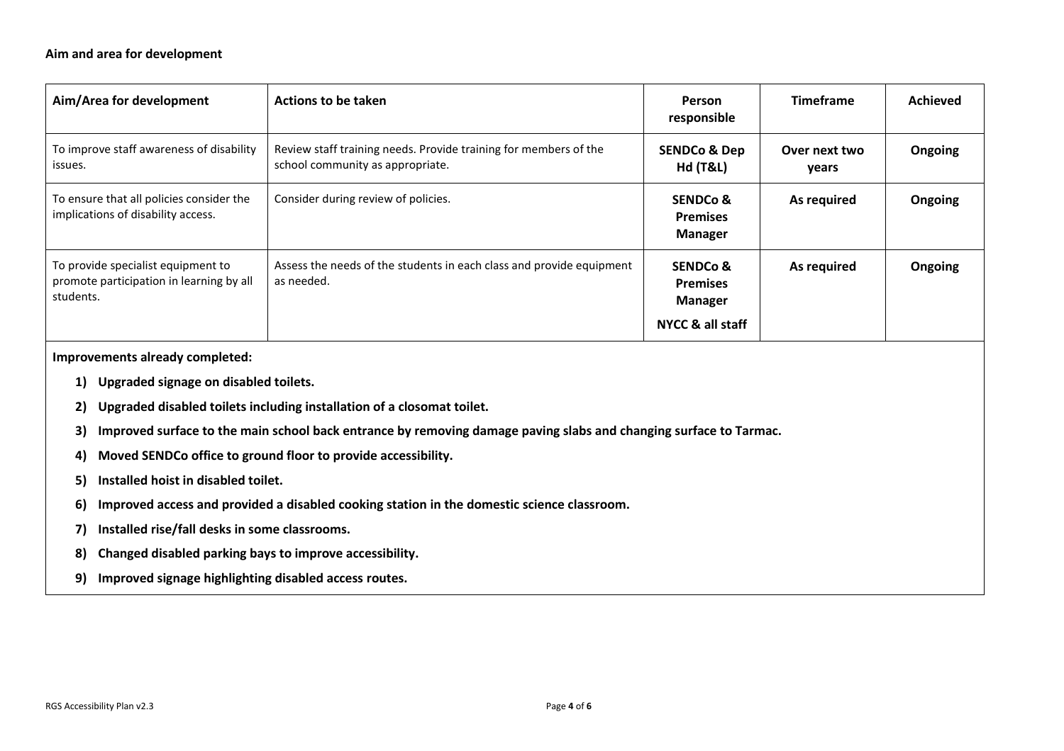**Aim and area for development**

| Aim/Area for development | Actions to be taken | Person responsible | Timeframe | Achieved |
| --- | --- | --- | --- | --- |
| To improve staff awareness of disability issues. | Review staff training needs. Provide training for members of the school community as appropriate. | **SENDCo & Dep Hd (T&L)** | **Over next two years** | **Ongoing** |
| To ensure that all policies consider the implications of disability access. | Consider during review of policies. | **SENDCo & Premises Manager** | **As required** | **Ongoing** |
| To provide specialist equipment to promote participation in learning by all students. | Assess the needs of the students in each class and provide equipment as needed. | **SENDCo & Premises Manager** **NYCC & all staff** | **As required** | **Ongoing** |

**Improvements already completed:**

1) **Upgraded signage on disabled toilets.**
2) **Upgraded disabled toilets including installation of a closomat toilet.**
3) **Improved surface to the main school back entrance by removing damage paving slabs and changing surface to Tarmac.**
4) **Moved SENDCo office to ground floor to provide accessibility.**
5) **Installed hoist in disabled toilet.**
6) **Improved access and provided a disabled cooking station in the domestic science classroom.**
7) **Installed rise/fall desks in some classrooms.**
8) **Changed disabled parking bays to improve accessibility.**
9) **Improved signage highlighting disabled access routes.**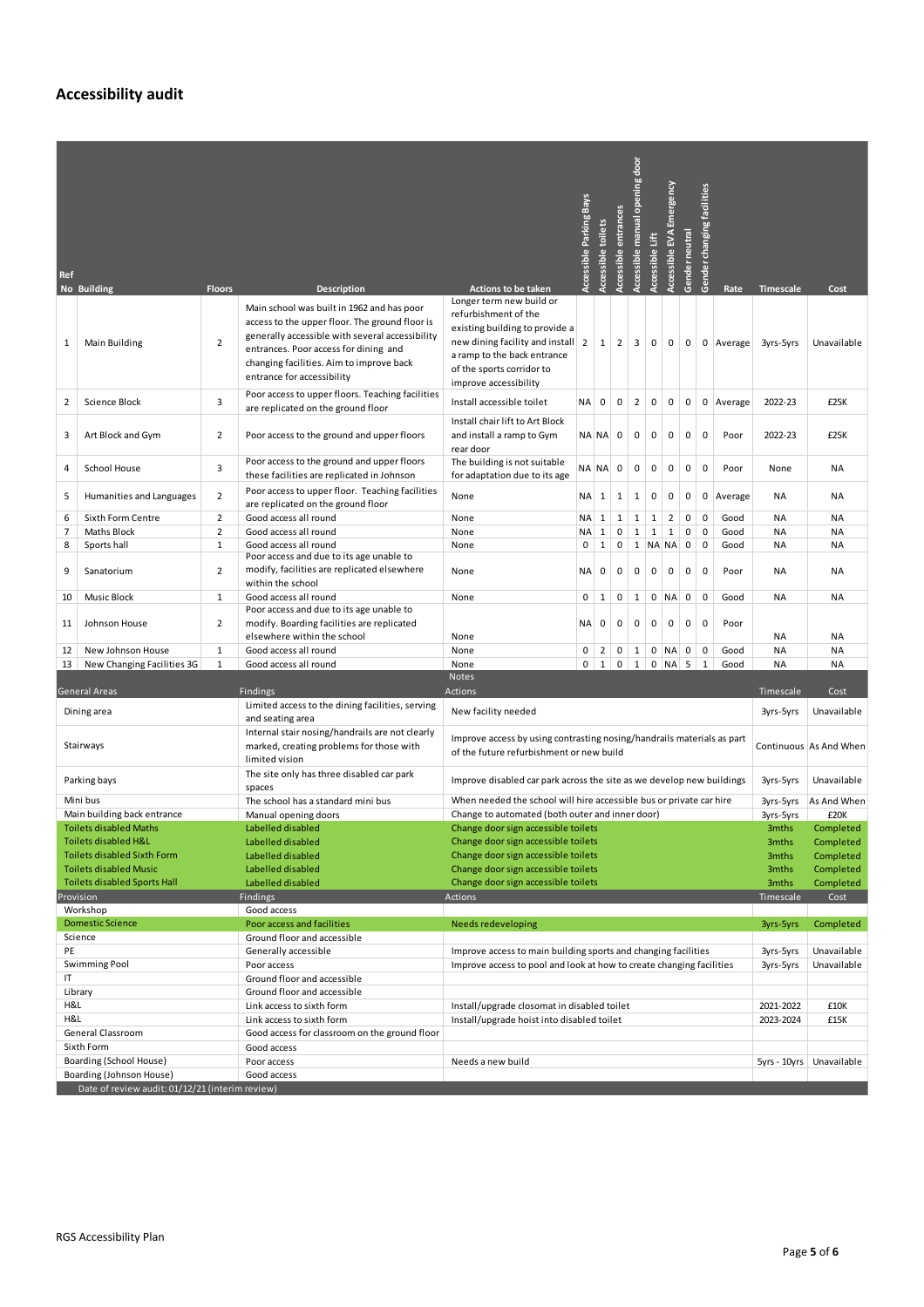## Accessibility audit

| Ref No | Building | Floors | Description | Actions to be taken | Accessible Parking Bays | Accessible toilets | Accessible entrances | Accessible manual opening door | Accessible Lift | Accessible EVA Emergency | Gender neutral | Gender changing facilities | Rate | Timescale | Cost |
|---|---|---|---|---|---|---|---|---|---|---|---|---|---|---|---|
| 1 | Main Building | 2 | Main school was built in 1962 and has poor access to the upper floor. The ground floor is generally accessible with several accessibility entrances. Poor access for dining and changing facilities. Aim to improve back entrance for accessibility | Longer term new build or refurbishment of the existing building to provide a new dining facility and install a ramp to the back entrance of the sports corridor to improve accessibility | 2 | 1 | 2 | 3 | 0 | 0 | 0 | 0 | Average | 3yrs-5yrs | Unavailable |
| 2 | Science Block | 3 | Poor access to upper floors. Teaching facilities are replicated on the ground floor | Install accessible toilet | NA | 0 | 0 | 2 | 0 | 0 | 0 | 0 | Average | 2022-23 | £25K |
| 3 | Art Block and Gym | 2 | Poor access to the ground and upper floors | Install chair lift to Art Block and install a ramp to Gym rear door | NA | NA | 0 | 0 | 0 | 0 | 0 | 0 | Poor | 2022-23 | £25K |
| 4 | School House | 3 | Poor access to the ground and upper floors these facilities are replicated in Johnson | The building is not suitable for adaptation due to its age | NA | NA | 0 | 0 | 0 | 0 | 0 | 0 | Poor | None | NA |
| 5 | Humanities and Languages | 2 | Poor access to upper floor. Teaching facilities are replicated on the ground floor | None | NA | 1 | 1 | 1 | 0 | 0 | 0 | 0 | Average | NA | NA |
| 6 | Sixth Form Centre | 2 | Good access all round | None | NA | 1 | 1 | 1 | 1 | 2 | 0 | 0 | Good | NA | NA |
| 7 | Maths Block | 2 | Good access all round | None | NA | 1 | 0 | 1 | 1 | 1 | 0 | 0 | Good | NA | NA |
| 8 | Sports hall | 1 | Good access all round | None | 0 | 1 | 0 | 1 | NA | NA | 0 | 0 | Good | NA | NA |
| 9 | Sanatorium | 2 | Poor access and due to its age unable to modify, facilities are replicated elsewhere within the school | None | NA | 0 | 0 | 0 | 0 | 0 | 0 | 0 | Poor | NA | NA |
| 10 | Music Block | 1 | Good access all round | None | 0 | 1 | 0 | 1 | 0 | NA | 0 | 0 | Good | NA | NA |
| 11 | Johnson House | 2 | Poor access and due to its age unable to modify. Boarding facilities are replicated elsewhere within the school | None | NA | 0 | 0 | 0 | 0 | 0 | 0 | 0 | Poor | NA | NA |
| 12 | New Johnson House | 1 | Good access all round | None | 0 | 2 | 0 | 1 | 0 | NA | 0 | 0 | Good | NA | NA |
| 13 | New Changing Facilities 3G | 1 | Good access all round | None | 0 | 1 | 0 | 1 | 0 | NA | 5 | 1 | Good | NA | NA |

Notes

| General Areas | Findings | Actions | Timescale | Cost |
|---|---|---|---|---|
| Dining area | Limited access to the dining facilities, serving and seating area | New facility needed | 3yrs-5yrs | Unavailable |
| Stairways | Internal stair nosing/handrails are not clearly marked, creating problems for those with limited vision | Improve access by using contrasting nosing/handrails materials as part of the future refurbishment or new build | Continuous | As And When |
| Parking bays | The site only has three disabled car park spaces | Improve disabled car park across the site as we develop new buildings | 3yrs-5yrs | Unavailable |
| Mini bus | The school has a standard mini bus | When needed the school will hire accessible bus or private car hire | 3yrs-5yrs | As And When |
| Main building back entrance | Manual opening doors | Change to automated (both outer and inner door) | 3yrs-5yrs | £20K |
| Toilets disabled Maths | Labelled disabled | Change door sign accessible toilets | 3mths | Completed |
| Toilets disabled H&L | Labelled disabled | Change door sign accessible toilets | 3mths | Completed |
| Toilets disabled Sixth Form | Labelled disabled | Change door sign accessible toilets | 3mths | Completed |
| Toilets disabled Music | Labelled disabled | Change door sign accessible toilets | 3mths | Completed |
| Toilets disabled Sports Hall | Labelled disabled | Change door sign accessible toilets | 3mths | Completed |

| Provision | Findings | Actions | Timescale | Cost |
|---|---|---|---|---|
| Workshop | Good access | | | |
| Domestic Science | Poor access and facilities | Needs redeveloping | 3yrs-5yrs | Completed |
| Science | Ground floor and accessible | | | |
| PE | Generally accessible | Improve access to main building sports and changing facilities | 3yrs-5yrs | Unavailable |
| Swimming Pool | Poor access | Improve access to pool and look at how to create changing facilities | 3yrs-5yrs | Unavailable |
| IT | Ground floor and accessible | | | |
| Library | Ground floor and accessible | | | |
| H&L | Link access to sixth form | Install/upgrade closomat in disabled toilet | 2021-2022 | £10K |
| H&L | Link access to sixth form | Install/upgrade hoist into disabled toilet | 2023-2024 | £15K |
| General Classroom | Good access for classroom on the ground floor | | | |
| Sixth Form | Good access | | | |
| Boarding (School House) | Poor access | Needs a new build | 5yrs - 10yrs | Unavailable |
| Boarding (Johnson House) | Good access | | | |

Date of review audit: 01/12/21 (interim review)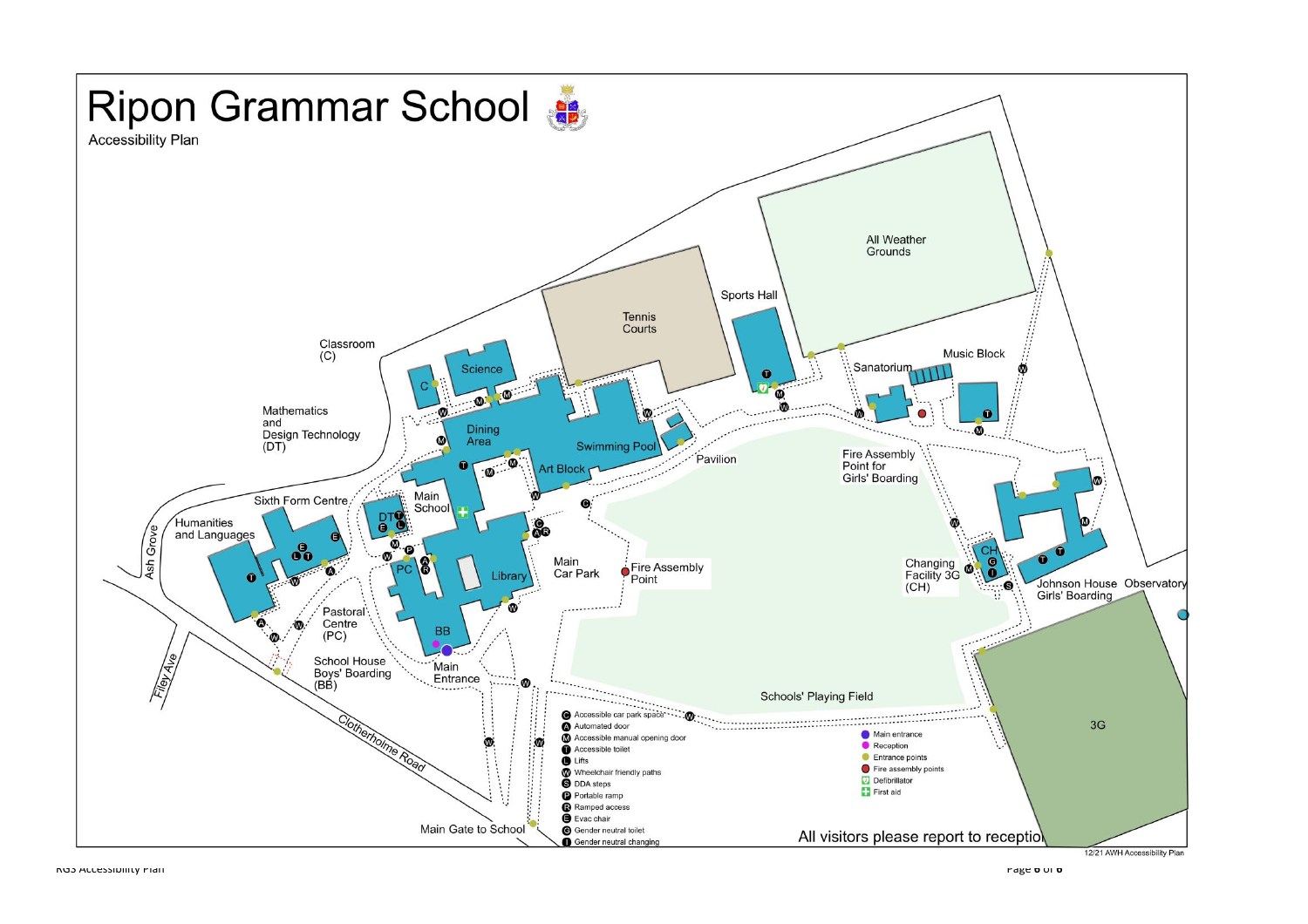# Ripon Grammar School

Accessibility Plan

Classroom (C)

Science

Tennis Courts

Sports Hall

All Weather Grounds

Mathematics and Design Technology (DT)

Dining Area

Swimming Pool

Pavilion

Sanatorium

Music Block

Art Block

Fire Assembly Point for Girls' Boarding

Sixth Form Centre

Main School

Humanities and Languages

Ash Grove

Main Car Park

Fire Assembly Point

Library

Changing Facility 3G (CH)

Johnson House Girls' Boarding

Observatory

Pastoral Centre (PC)

School House Boys' Boarding (BB)

Main Entrance

Filey Ave

Clotherholme Road

Schools' Playing Field

3G

Main Gate to School

- C Accessible car park space
- A Automated door
- M Accessible manual opening door
- T Accessible toilet
- L Lifts
- W Wheelchair friendly paths
- S DDA steps
- P Portable ramp
- R Ramped access
- E Evac chair
- G Gender neutral toilet
- Gender neutral changing

- Main entrance
- Reception
- Entrance points
- Fire assembly points
- Defibrillator
- First aid

All visitors please report to reception

12/21 AWH Accessibility Plan